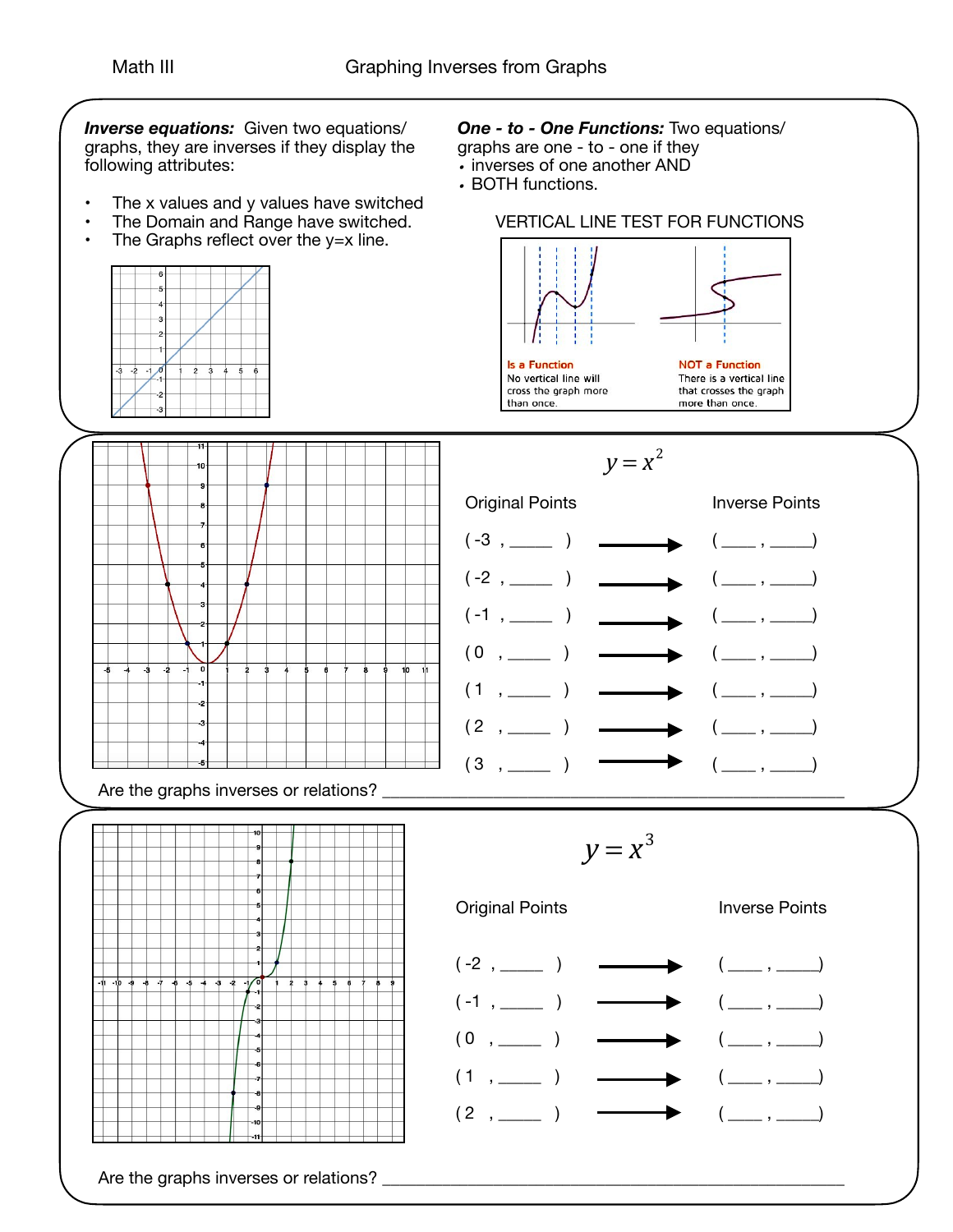Math III

# Graphing Inverses from Graphs

***Inverse equations:*** Given two equations/ graphs, they are inverses if they display the following attributes:

- The x values and y values have switched
- The Domain and Range have switched.
- The Graphs reflect over the y=x line.

***One - to - One Functions:*** Two equations/ graphs are one - to - one if they

- inverses of one another AND
- BOTH functions.

VERTICAL LINE TEST FOR FUNCTIONS

Is a Function
No vertical line will cross the graph more than once.

NOT a Function
There is a vertical line that crosses the graph more than once.

## $y = x^2$

| Original Points | | Inverse Points |
|---|---|---|
| ( -3 , _____ ) | → | ( ____ , _____) |
| ( -2 , _____ ) | → | ( ____ , _____) |
| ( -1 , _____ ) | → | ( ____ , _____) |
| ( 0 , _____ ) | → | ( ____ , _____) |
| ( 1 , _____ ) | → | ( ____ , _____) |
| ( 2 , _____ ) | → | ( ____ , _____) |
| ( 3 , _____ ) | → | ( ____ , _____) |

Are the graphs inverses or relations? ____________________________________________

## $y = x^3$

| Original Points | | Inverse Points |
|---|---|---|
| ( -2 , _____ ) | → | ( ____ , _____) |
| ( -1 , _____ ) | → | ( ____ , _____) |
| ( 0 , _____ ) | → | ( ____ , _____) |
| ( 1 , _____ ) | → | ( ____ , _____) |
| ( 2 , _____ ) | → | ( ____ , _____) |

Are the graphs inverses or relations? ____________________________________________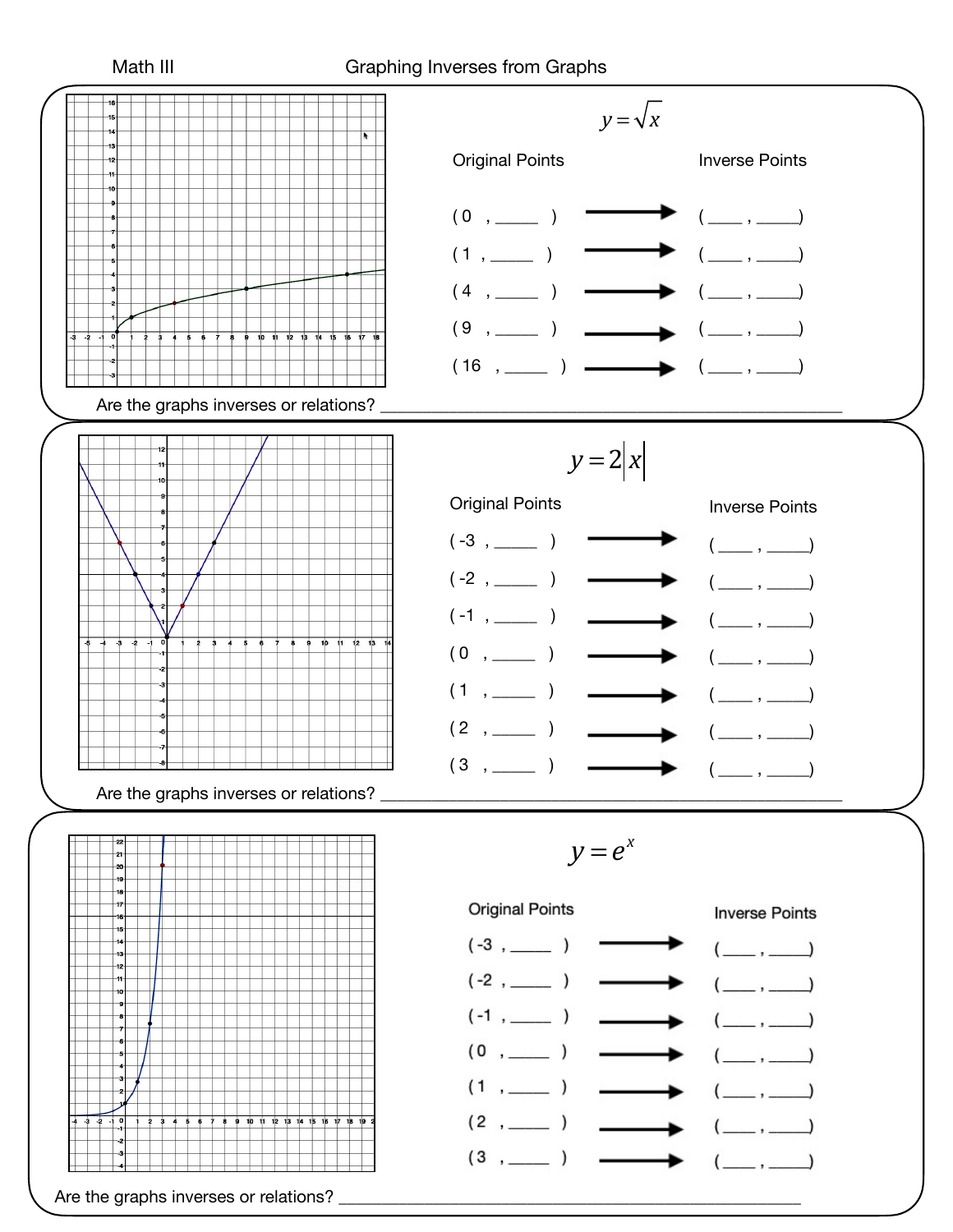Math III

# Graphing Inverses from Graphs

$y = \sqrt{x}$

| Original Points | | Inverse Points |
|---|---|---|
| ( 0 , _____ ) | → | ( ____ , _____ ) |
| ( 1 , _____ ) | → | ( ____ , _____ ) |
| ( 4 , _____ ) | → | ( ____ , _____ ) |
| ( 9 , _____ ) | → | ( ____ , _____ ) |
| ( 16 , _____ ) | → | ( ____ , _____ ) |

Are the graphs inverses or relations? ______________________________________________

$y = 2|x|$

| Original Points | | Inverse Points |
|---|---|---|
| ( -3 , _____ ) | → | ( ____ , _____ ) |
| ( -2 , _____ ) | → | ( ____ , _____ ) |
| ( -1 , _____ ) | → | ( ____ , _____ ) |
| ( 0 , _____ ) | → | ( ____ , _____ ) |
| ( 1 , _____ ) | → | ( ____ , _____ ) |
| ( 2 , _____ ) | → | ( ____ , _____ ) |
| ( 3 , _____ ) | → | ( ____ , _____ ) |

Are the graphs inverses or relations? ______________________________________________

$y = e^x$

| Original Points | | Inverse Points |
|---|---|---|
| ( -3 , _____ ) | → | ( ____ , _____ ) |
| ( -2 , _____ ) | → | ( ____ , _____ ) |
| ( -1 , _____ ) | → | ( ____ , _____ ) |
| ( 0 , _____ ) | → | ( ____ , _____ ) |
| ( 1 , _____ ) | → | ( ____ , _____ ) |
| ( 2 , _____ ) | → | ( ____ , _____ ) |
| ( 3 , _____ ) | → | ( ____ , _____ ) |

Are the graphs inverses or relations? ______________________________________________